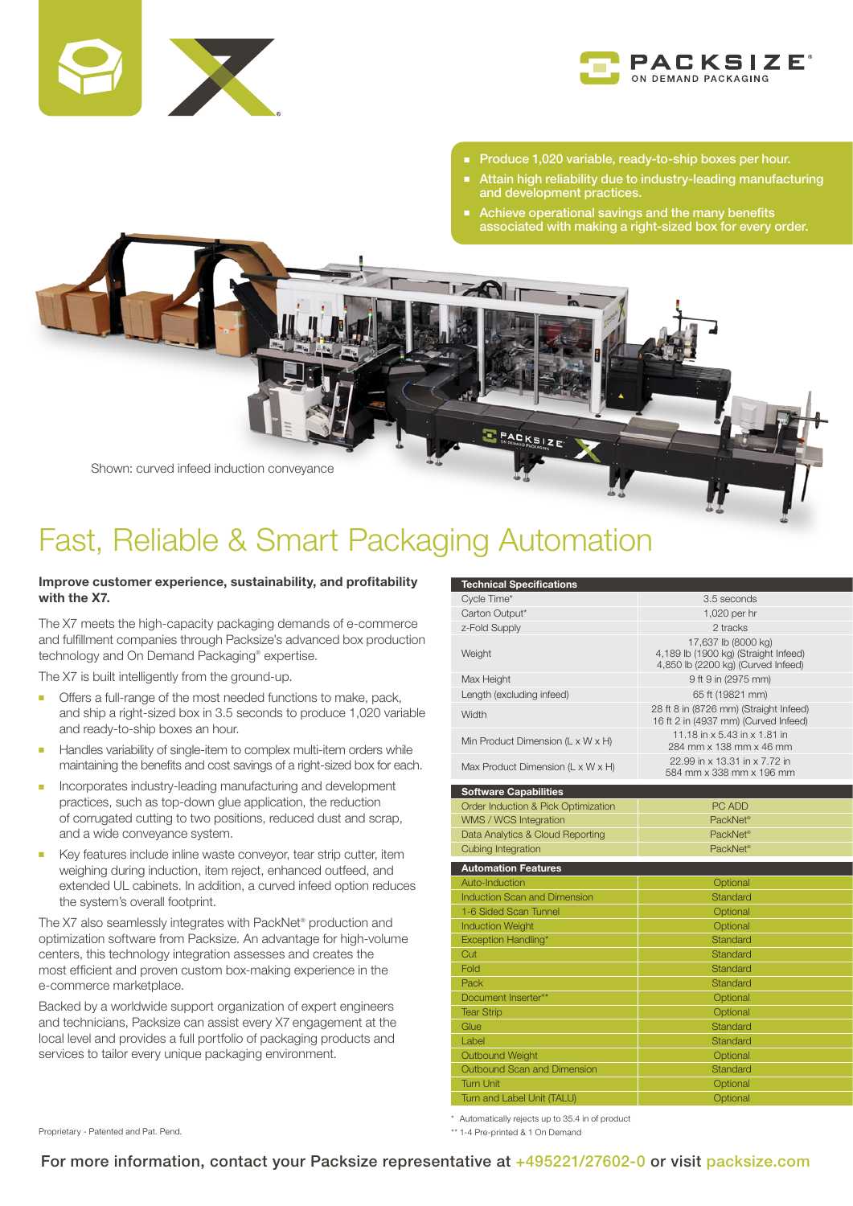- Produce 1,020 variable, ready-to-ship boxes per hour.
- Attain high reliability due to industry-leading manufacturing and development practices.
- Achieve operational savings and the many benefits associated with making a right-sized box for every order.

Shown: curved infeed induction conveyance

# Fast, Reliable & Smart Packaging Automation

**Improve customer experience, sustainability, and profitability with the X7.**

The X7 meets the high-capacity packaging demands of e-commerce and fulfillment companies through Packsize's advanced box production technology and On Demand Packaging® expertise.

The X7 is built intelligently from the ground-up.

- Offers a full-range of the most needed functions to make, pack, and ship a right-sized box in 3.5 seconds to produce 1,020 variable and ready-to-ship boxes an hour.
- Handles variability of single-item to complex multi-item orders while maintaining the benefits and cost savings of a right-sized box for each.
- Incorporates industry-leading manufacturing and development practices, such as top-down glue application, the reduction of corrugated cutting to two positions, reduced dust and scrap, and a wide conveyance system.
- Key features include inline waste conveyor, tear strip cutter, item weighing during induction, item reject, enhanced outfeed, and extended UL cabinets. In addition, a curved infeed option reduces the system's overall footprint.

The X7 also seamlessly integrates with PackNet® production and optimization software from Packsize. An advantage for high-volume centers, this technology integration assesses and creates the most efficient and proven custom box-making experience in the e-commerce marketplace.

Backed by a worldwide support organization of expert engineers and technicians, Packsize can assist every X7 engagement at the local level and provides a full portfolio of packaging products and services to tailor every unique packaging environment.

| Technical Specifications | |
|---|---|
| Cycle Time* | 3.5 seconds |
| Carton Output* | 1,020 per hr |
| z-Fold Supply | 2 tracks |
| Weight | 17,637 lb (8000 kg)<br>4,189 lb (1900 kg) (Straight Infeed)<br>4,850 lb (2200 kg) (Curved Infeed) |
| Max Height | 9 ft 9 in (2975 mm) |
| Length (excluding infeed) | 65 ft (19821 mm) |
| Width | 28 ft 8 in (8726 mm) (Straight Infeed)<br>16 ft 2 in (4937 mm) (Curved Infeed) |
| Min Product Dimension (L x W x H) | 11.18 in x 5.43 in x 1.81 in<br>284 mm x 138 mm x 46 mm |
| Max Product Dimension (L x W x H) | 22.99 in x 13.31 in x 7.72 in<br>584 mm x 338 mm x 196 mm |

| Software Capabilities | |
|---|---|
| Order Induction & Pick Optimization | PC ADD |
| WMS / WCS Integration | PackNet® |
| Data Analytics & Cloud Reporting | PackNet® |
| Cubing Integration | PackNet® |

| Automation Features | |
|---|---|
| Auto-Induction | Optional |
| Induction Scan and Dimension | Standard |
| 1-6 Sided Scan Tunnel | Optional |
| Induction Weight | Optional |
| Exception Handling* | Standard |
| Cut | Standard |
| Fold | Standard |
| Pack | Standard |
| Document Inserter** | Optional |
| Tear Strip | Optional |
| Glue | Standard |
| Label | Standard |
| Outbound Weight | Optional |
| Outbound Scan and Dimension | Standard |
| Turn Unit | Optional |
| Turn and Label Unit (TALU) | Optional |

\* Automatically rejects up to 35.4 in of product
\*\* 1-4 Pre-printed & 1 On Demand

Proprietary - Patented and Pat. Pend.

For more information, contact your Packsize representative at +495221/27602-0 or visit packsize.com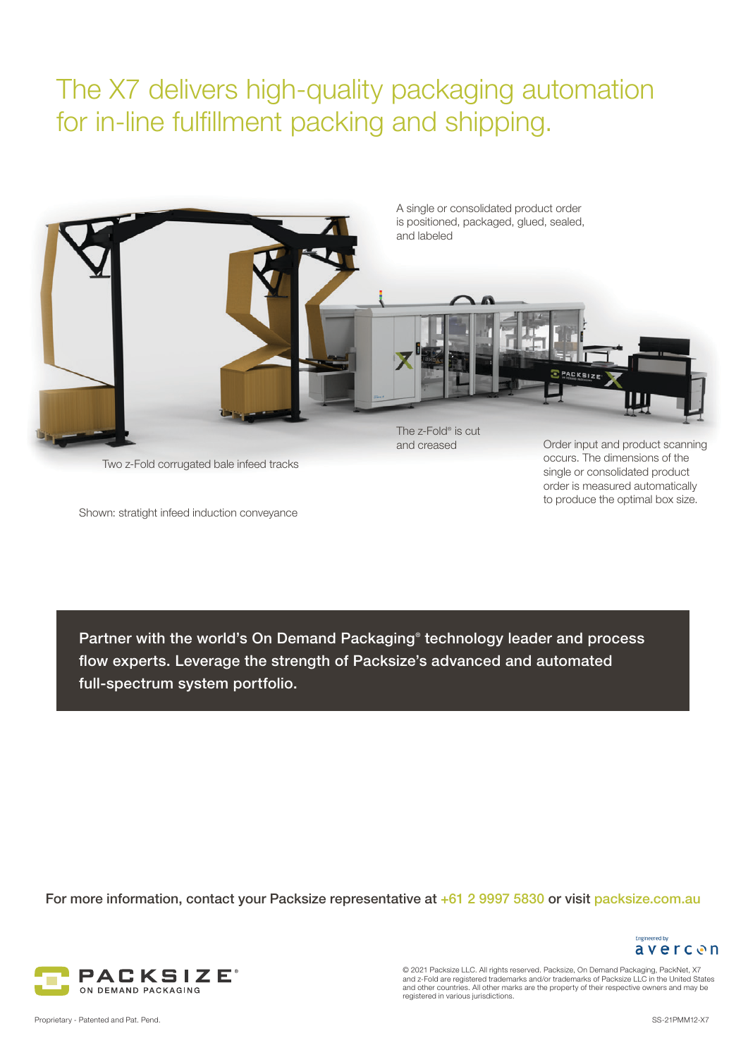# The X7 delivers high-quality packaging automation for in-line fulfillment packing and shipping.

A single or consolidated product order is positioned, packaged, glued, sealed, and labeled

The z-Fold® is cut and creased

Two z-Fold corrugated bale infeed tracks

Order input and product scanning occurs. The dimensions of the single or consolidated product order is measured automatically to produce the optimal box size.

Shown: stratight infeed induction conveyance

**Partner with the world's On Demand Packaging® technology leader and process flow experts. Leverage the strength of Packsize's advanced and automated full-spectrum system portfolio.**

**For more information, contact your Packsize representative at +61 2 9997 5830 or visit packsize.com.au**

Engineered by avercon

PACKSIZE® ON DEMAND PACKAGING

© 2021 Packsize LLC. All rights reserved. Packsize, On Demand Packaging, PackNet, X7 and z-Fold are registered trademarks and/or trademarks of Packsize LLC in the United States and other countries. All other marks are the property of their respective owners and may be registered in various jurisdictions.

Proprietary - Patented and Pat. Pend.

SS-21PMM12-X7